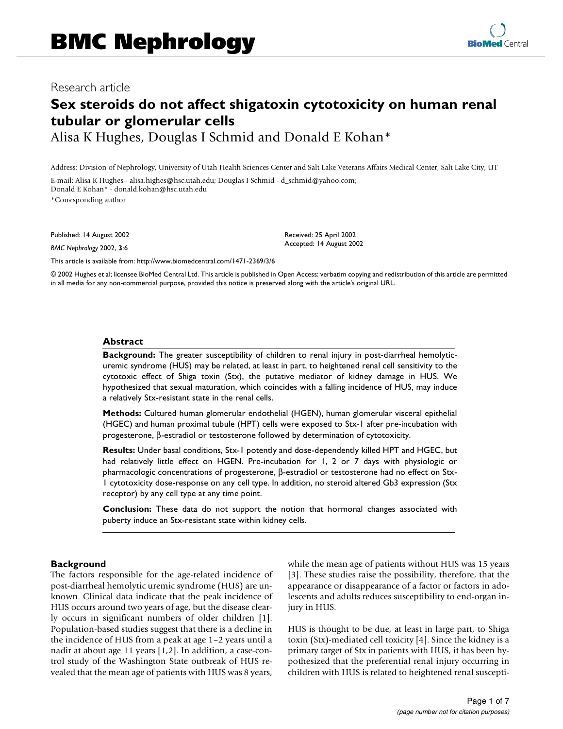# BMC Nephrology

Research article

## Sex steroids do not affect shigatoxin cytotoxicity on human renal tubular or glomerular cells

Alisa K Hughes, Douglas I Schmid and Donald E Kohan*

Address: Division of Nephrology, University of Utah Health Sciences Center and Salt Lake Veterans Affairs Medical Center, Salt Lake City, UT

E-mail: Alisa K Hughes - alisa.highes@hsc.utah.edu; Douglas I Schmid - d_schmid@yahoo.com; Donald E Kohan* - donald.kohan@hsc.utah.edu

*Corresponding author

Published: 14 August 2002

*BMC Nephrology* 2002, **3**:6

Received: 25 April 2002
Accepted: 14 August 2002

This article is available from: http://www.biomedcentral.com/1471-2369/3/6

© 2002 Hughes et al; licensee BioMed Central Ltd. This article is published in Open Access: verbatim copying and redistribution of this article are permitted in all media for any non-commercial purpose, provided this notice is preserved along with the article's original URL.

### Abstract

**Background:** The greater susceptibility of children to renal injury in post-diarrheal hemolytic-uremic syndrome (HUS) may be related, at least in part, to heightened renal cell sensitivity to the cytotoxic effect of Shiga toxin (Stx), the putative mediator of kidney damage in HUS. We hypothesized that sexual maturation, which coincides with a falling incidence of HUS, may induce a relatively Stx-resistant state in the renal cells.

**Methods:** Cultured human glomerular endothelial (HGEN), human glomerular visceral epithelial (HGEC) and human proximal tubule (HPT) cells were exposed to Stx-1 after pre-incubation with progesterone, β-estradiol or testosterone followed by determination of cytotoxicity.

**Results:** Under basal conditions, Stx-1 potently and dose-dependently killed HPT and HGEC, but had relatively little effect on HGEN. Pre-incubation for 1, 2 or 7 days with physiologic or pharmacologic concentrations of progesterone, β-estradiol or testosterone had no effect on Stx-1 cytotoxicity dose-response on any cell type. In addition, no steroid altered Gb3 expression (Stx receptor) by any cell type at any time point.

**Conclusion:** These data do not support the notion that hormonal changes associated with puberty induce an Stx-resistant state within kidney cells.

### Background

The factors responsible for the age-related incidence of post-diarrheal hemolytic uremic syndrome (HUS) are unknown. Clinical data indicate that the peak incidence of HUS occurs around two years of age, but the disease clearly occurs in significant numbers of older children [1]. Population-based studies suggest that there is a decline in the incidence of HUS from a peak at age 1–2 years until a nadir at about age 11 years [1,2]. In addition, a case-control study of the Washington State outbreak of HUS revealed that the mean age of patients with HUS was 8 years, while the mean age of patients without HUS was 15 years [3]. These studies raise the possibility, therefore, that the appearance or disappearance of a factor or factors in adolescents and adults reduces susceptibility to end-organ injury in HUS.

HUS is thought to be due, at least in large part, to Shiga toxin (Stx)-mediated cell toxicity [4]. Since the kidney is a primary target of Stx in patients with HUS, it has been hypothesized that the preferential renal injury occurring in children with HUS is related to heightened renal suscepti-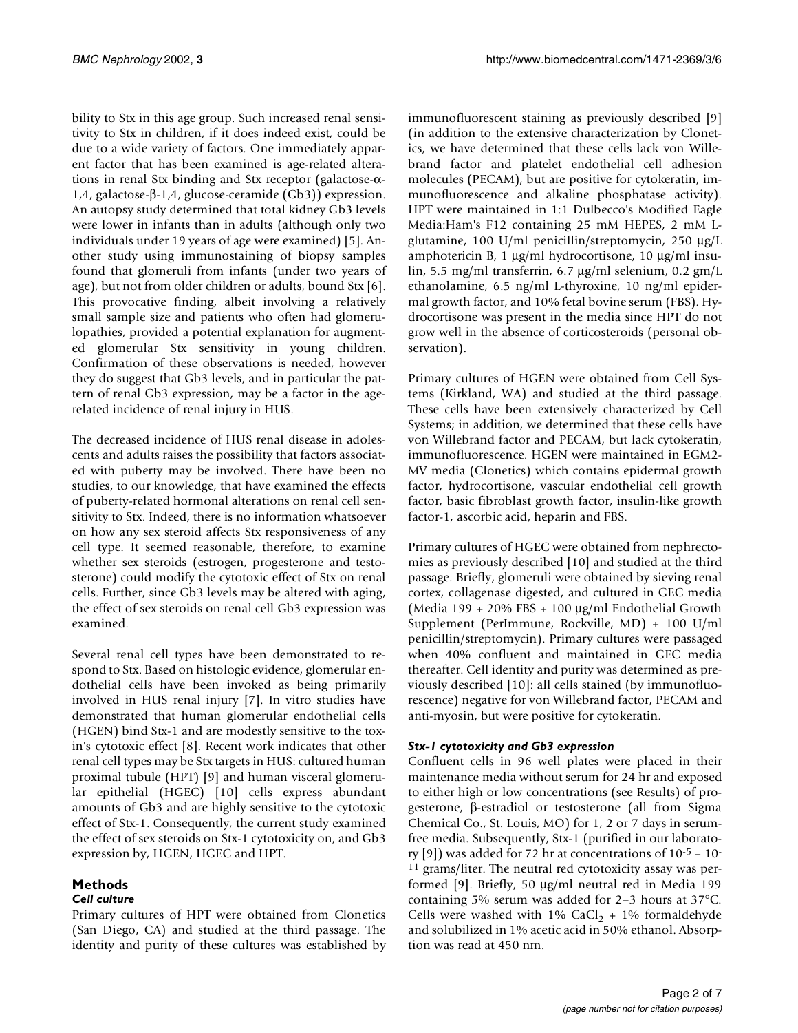bility to Stx in this age group. Such increased renal sensitivity to Stx in children, if it does indeed exist, could be due to a wide variety of factors. One immediately apparent factor that has been examined is age-related alterations in renal Stx binding and Stx receptor (galactose-α-1,4, galactose-β-1,4, glucose-ceramide (Gb3)) expression. An autopsy study determined that total kidney Gb3 levels were lower in infants than in adults (although only two individuals under 19 years of age were examined) [5]. Another study using immunostaining of biopsy samples found that glomeruli from infants (under two years of age), but not from older children or adults, bound Stx [6]. This provocative finding, albeit involving a relatively small sample size and patients who often had glomerulopathies, provided a potential explanation for augmented glomerular Stx sensitivity in young children. Confirmation of these observations is needed, however they do suggest that Gb3 levels, and in particular the pattern of renal Gb3 expression, may be a factor in the age-related incidence of renal injury in HUS.

The decreased incidence of HUS renal disease in adolescents and adults raises the possibility that factors associated with puberty may be involved. There have been no studies, to our knowledge, that have examined the effects of puberty-related hormonal alterations on renal cell sensitivity to Stx. Indeed, there is no information whatsoever on how any sex steroid affects Stx responsiveness of any cell type. It seemed reasonable, therefore, to examine whether sex steroids (estrogen, progesterone and testosterone) could modify the cytotoxic effect of Stx on renal cells. Further, since Gb3 levels may be altered with aging, the effect of sex steroids on renal cell Gb3 expression was examined.

Several renal cell types have been demonstrated to respond to Stx. Based on histologic evidence, glomerular endothelial cells have been invoked as being primarily involved in HUS renal injury [7]. In vitro studies have demonstrated that human glomerular endothelial cells (HGEN) bind Stx-1 and are modestly sensitive to the toxin's cytotoxic effect [8]. Recent work indicates that other renal cell types may be Stx targets in HUS: cultured human proximal tubule (HPT) [9] and human visceral glomerular epithelial (HGEC) [10] cells express abundant amounts of Gb3 and are highly sensitive to the cytotoxic effect of Stx-1. Consequently, the current study examined the effect of sex steroids on Stx-1 cytotoxicity on, and Gb3 expression by, HGEN, HGEC and HPT.

## Methods

### *Cell culture*

Primary cultures of HPT were obtained from Clonetics (San Diego, CA) and studied at the third passage. The identity and purity of these cultures was established by immunofluorescent staining as previously described [9] (in addition to the extensive characterization by Clonetics, we have determined that these cells lack von Willebrand factor and platelet endothelial cell adhesion molecules (PECAM), but are positive for cytokeratin, immunofluorescence and alkaline phosphatase activity). HPT were maintained in 1:1 Dulbecco's Modified Eagle Media:Ham's F12 containing 25 mM HEPES, 2 mM L-glutamine, 100 U/ml penicillin/streptomycin, 250 μg/L amphotericin B, 1 μg/ml hydrocortisone, 10 μg/ml insulin, 5.5 mg/ml transferrin, 6.7 μg/ml selenium, 0.2 gm/L ethanolamine, 6.5 ng/ml L-thyroxine, 10 ng/ml epidermal growth factor, and 10% fetal bovine serum (FBS). Hydrocortisone was present in the media since HPT do not grow well in the absence of corticosteroids (personal observation).

Primary cultures of HGEN were obtained from Cell Systems (Kirkland, WA) and studied at the third passage. These cells have been extensively characterized by Cell Systems; in addition, we determined that these cells have von Willebrand factor and PECAM, but lack cytokeratin, immunofluorescence. HGEN were maintained in EGM2-MV media (Clonetics) which contains epidermal growth factor, hydrocortisone, vascular endothelial cell growth factor, basic fibroblast growth factor, insulin-like growth factor-1, ascorbic acid, heparin and FBS.

Primary cultures of HGEC were obtained from nephrectomies as previously described [10] and studied at the third passage. Briefly, glomeruli were obtained by sieving renal cortex, collagenase digested, and cultured in GEC media (Media 199 + 20% FBS + 100 μg/ml Endothelial Growth Supplement (PerImmune, Rockville, MD) + 100 U/ml penicillin/streptomycin). Primary cultures were passaged when 40% confluent and maintained in GEC media thereafter. Cell identity and purity was determined as previously described [10]: all cells stained (by immunofluorescence) negative for von Willebrand factor, PECAM and anti-myosin, but were positive for cytokeratin.

### *Stx-1 cytotoxicity and Gb3 expression*

Confluent cells in 96 well plates were placed in their maintenance media without serum for 24 hr and exposed to either high or low concentrations (see Results) of progesterone, β-estradiol or testosterone (all from Sigma Chemical Co., St. Louis, MO) for 1, 2 or 7 days in serum-free media. Subsequently, Stx-1 (purified in our laboratory [9]) was added for 72 hr at concentrations of $10^{-5}$ – $10^{-11}$ grams/liter. The neutral red cytotoxicity assay was performed [9]. Briefly, 50 μg/ml neutral red in Media 199 containing 5% serum was added for 2–3 hours at 37°C. Cells were washed with 1% $CaCl_2$ + 1% formaldehyde and solubilized in 1% acetic acid in 50% ethanol. Absorption was read at 450 nm.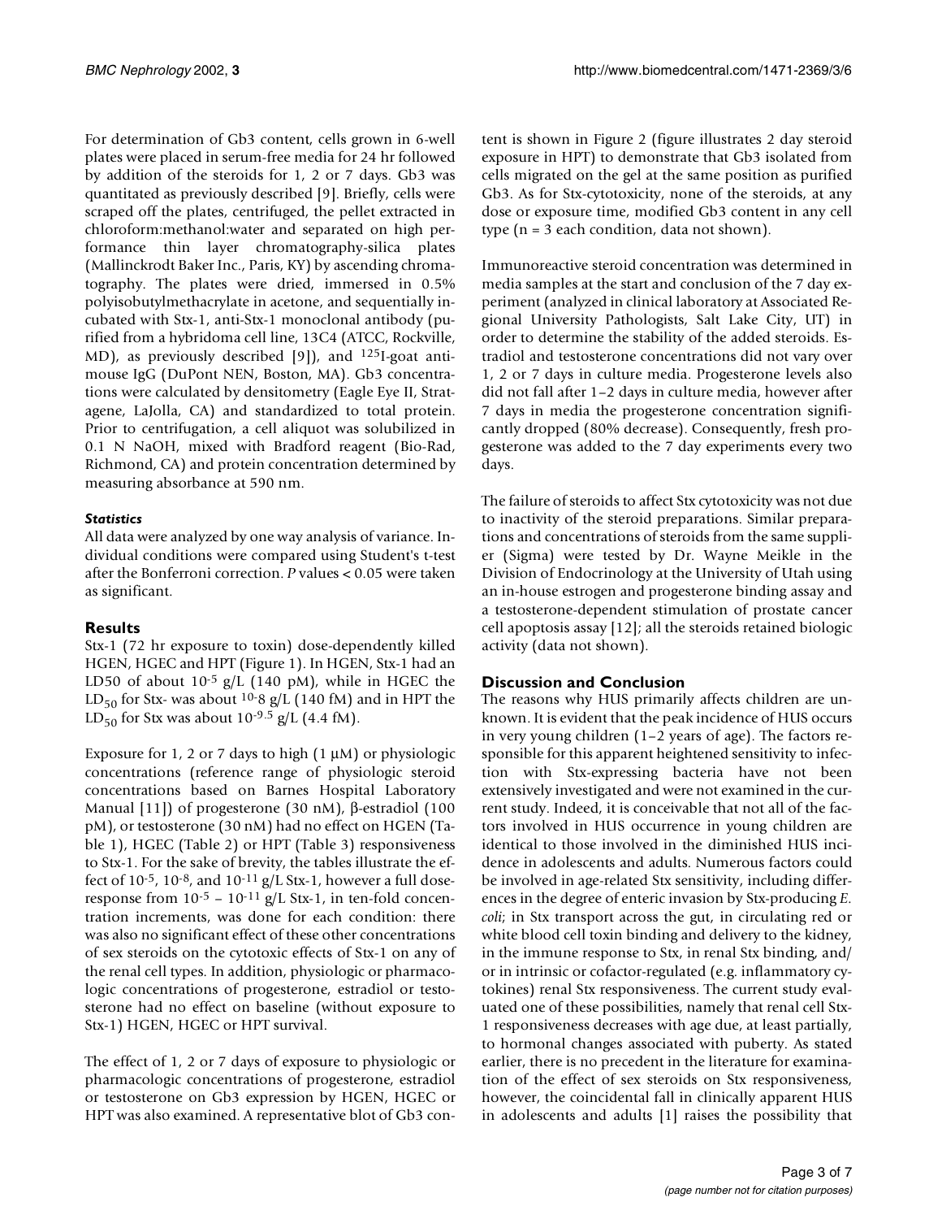For determination of Gb3 content, cells grown in 6-well plates were placed in serum-free media for 24 hr followed by addition of the steroids for 1, 2 or 7 days. Gb3 was quantitated as previously described [9]. Briefly, cells were scraped off the plates, centrifuged, the pellet extracted in chloroform:methanol:water and separated on high performance thin layer chromatography-silica plates (Mallinckrodt Baker Inc., Paris, KY) by ascending chromatography. The plates were dried, immersed in 0.5% polyisobutylmethacrylate in acetone, and sequentially incubated with Stx-1, anti-Stx-1 monoclonal antibody (purified from a hybridoma cell line, 13C4 (ATCC, Rockville, MD), as previously described [9]), and $^{125}$I-goat anti-mouse IgG (DuPont NEN, Boston, MA). Gb3 concentrations were calculated by densitometry (Eagle Eye II, Stratagene, LaJolla, CA) and standardized to total protein. Prior to centrifugation, a cell aliquot was solubilized in 0.1 N NaOH, mixed with Bradford reagent (Bio-Rad, Richmond, CA) and protein concentration determined by measuring absorbance at 590 nm.

### *Statistics*

All data were analyzed by one way analysis of variance. Individual conditions were compared using Student's t-test after the Bonferroni correction. *P* values < 0.05 were taken as significant.

## Results

Stx-1 (72 hr exposure to toxin) dose-dependently killed HGEN, HGEC and HPT (Figure 1). In HGEN, Stx-1 had an LD50 of about $10^{-5}$ g/L (140 pM), while in HGEC the $LD_{50}$ for Stx- was about $^{10-8}$ g/L (140 fM) and in HPT the $LD_{50}$ for Stx was about $10^{-9.5}$ g/L (4.4 fM).

Exposure for 1, 2 or 7 days to high (1 μM) or physiologic concentrations (reference range of physiologic steroid concentrations based on Barnes Hospital Laboratory Manual [11]) of progesterone (30 nM), β-estradiol (100 pM), or testosterone (30 nM) had no effect on HGEN (Table 1), HGEC (Table 2) or HPT (Table 3) responsiveness to Stx-1. For the sake of brevity, the tables illustrate the effect of $10^{-5}$, $10^{-8}$, and $10^{-11}$ g/L Stx-1, however a full dose-response from $10^{-5}$ – $10^{-11}$ g/L Stx-1, in ten-fold concentration increments, was done for each condition: there was also no significant effect of these other concentrations of sex steroids on the cytotoxic effects of Stx-1 on any of the renal cell types. In addition, physiologic or pharmacologic concentrations of progesterone, estradiol or testosterone had no effect on baseline (without exposure to Stx-1) HGEN, HGEC or HPT survival.

The effect of 1, 2 or 7 days of exposure to physiologic or pharmacologic concentrations of progesterone, estradiol or testosterone on Gb3 expression by HGEN, HGEC or HPT was also examined. A representative blot of Gb3 content is shown in Figure 2 (figure illustrates 2 day steroid exposure in HPT) to demonstrate that Gb3 isolated from cells migrated on the gel at the same position as purified Gb3. As for Stx-cytotoxicity, none of the steroids, at any dose or exposure time, modified Gb3 content in any cell type (n = 3 each condition, data not shown).

Immunoreactive steroid concentration was determined in media samples at the start and conclusion of the 7 day experiment (analyzed in clinical laboratory at Associated Regional University Pathologists, Salt Lake City, UT) in order to determine the stability of the added steroids. Estradiol and testosterone concentrations did not vary over 1, 2 or 7 days in culture media. Progesterone levels also did not fall after 1–2 days in culture media, however after 7 days in media the progesterone concentration significantly dropped (80% decrease). Consequently, fresh progesterone was added to the 7 day experiments every two days.

The failure of steroids to affect Stx cytotoxicity was not due to inactivity of the steroid preparations. Similar preparations and concentrations of steroids from the same supplier (Sigma) were tested by Dr. Wayne Meikle in the Division of Endocrinology at the University of Utah using an in-house estrogen and progesterone binding assay and a testosterone-dependent stimulation of prostate cancer cell apoptosis assay [12]; all the steroids retained biologic activity (data not shown).

## Discussion and Conclusion

The reasons why HUS primarily affects children are unknown. It is evident that the peak incidence of HUS occurs in very young children (1–2 years of age). The factors responsible for this apparent heightened sensitivity to infection with Stx-expressing bacteria have not been extensively investigated and were not examined in the current study. Indeed, it is conceivable that not all of the factors involved in HUS occurrence in young children are identical to those involved in the diminished HUS incidence in adolescents and adults. Numerous factors could be involved in age-related Stx sensitivity, including differences in the degree of enteric invasion by Stx-producing *E. coli*; in Stx transport across the gut, in circulating red or white blood cell toxin binding and delivery to the kidney, in the immune response to Stx, in renal Stx binding, and/or in intrinsic or cofactor-regulated (e.g. inflammatory cytokines) renal Stx responsiveness. The current study evaluated one of these possibilities, namely that renal cell Stx-1 responsiveness decreases with age due, at least partially, to hormonal changes associated with puberty. As stated earlier, there is no precedent in the literature for examination of the effect of sex steroids on Stx responsiveness, however, the coincidental fall in clinically apparent HUS in adolescents and adults [1] raises the possibility that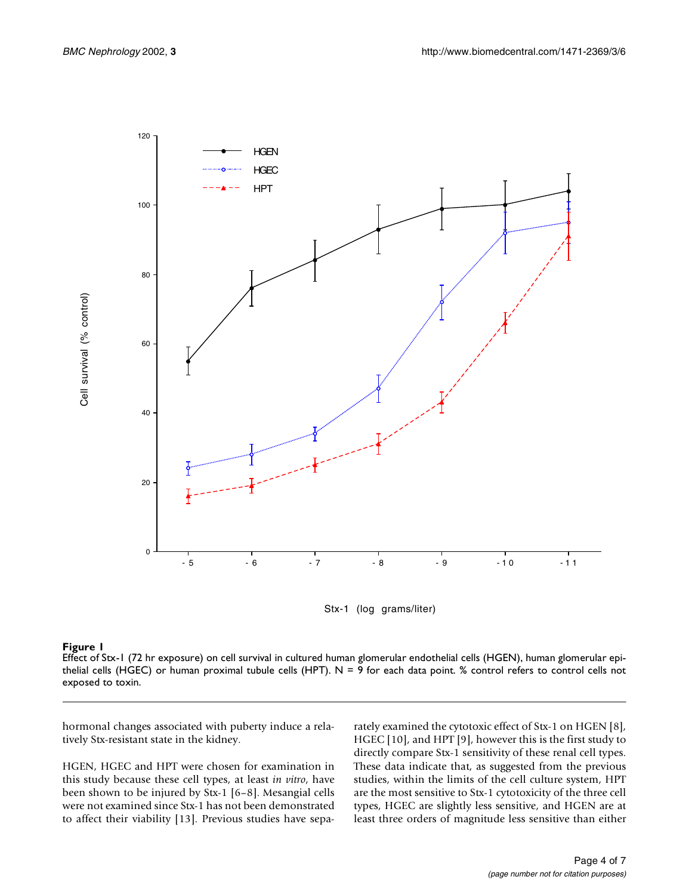**Figure 1**
Effect of Stx-1 (72 hr exposure) on cell survival in cultured human glomerular endothelial cells (HGEN), human glomerular epithelial cells (HGEC) or human proximal tubule cells (HPT). N = 9 for each data point. % control refers to control cells not exposed to toxin.

hormonal changes associated with puberty induce a relatively Stx-resistant state in the kidney.

HGEN, HGEC and HPT were chosen for examination in this study because these cell types, at least *in vitro*, have been shown to be injured by Stx-1 [6–8]. Mesangial cells were not examined since Stx-1 has not been demonstrated to affect their viability [13]. Previous studies have separately examined the cytotoxic effect of Stx-1 on HGEN [8], HGEC [10], and HPT [9], however this is the first study to directly compare Stx-1 sensitivity of these renal cell types. These data indicate that, as suggested from the previous studies, within the limits of the cell culture system, HPT are the most sensitive to Stx-1 cytotoxicity of the three cell types, HGEC are slightly less sensitive, and HGEN are at least three orders of magnitude less sensitive than either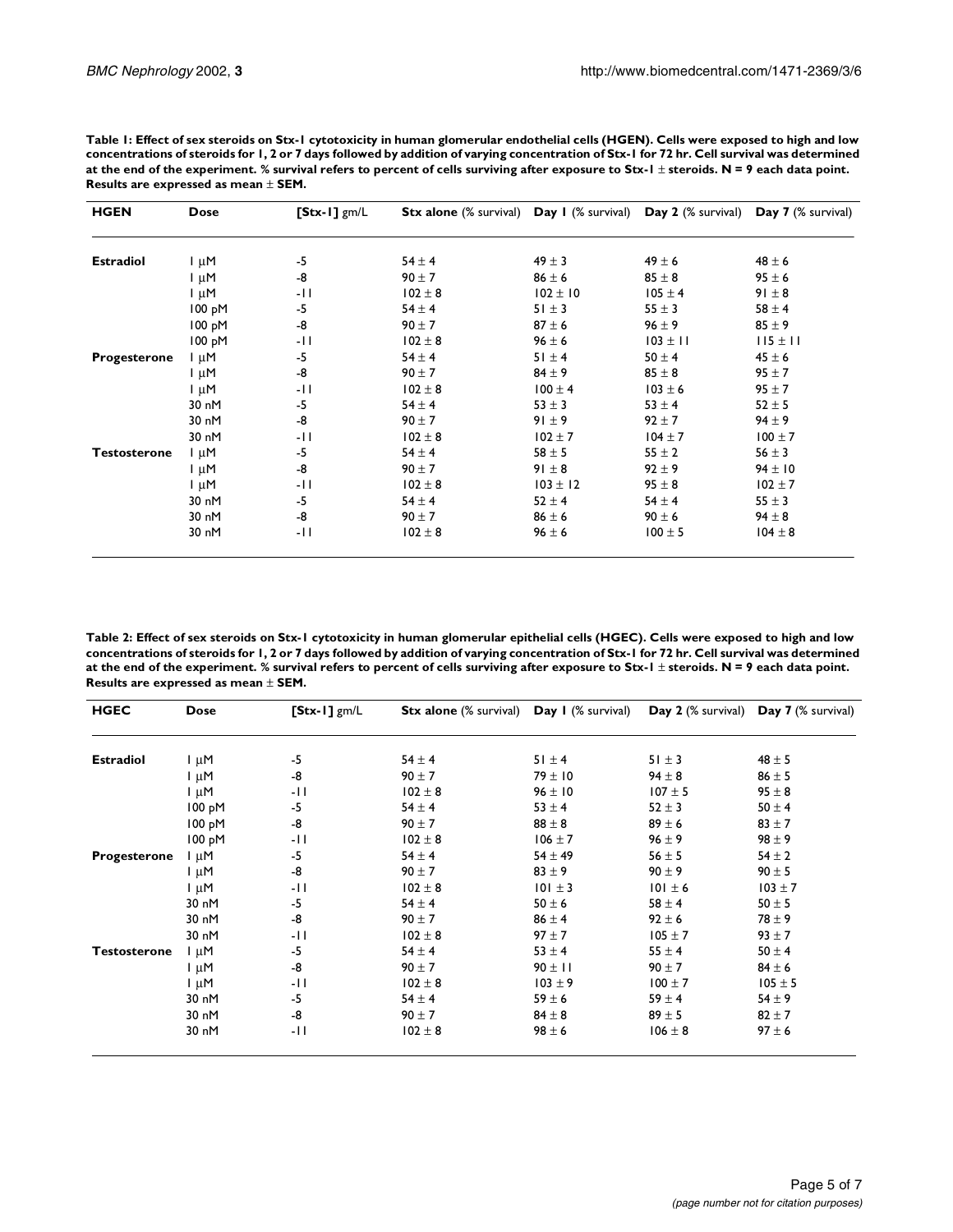**Table 1: Effect of sex steroids on Stx-1 cytotoxicity in human glomerular endothelial cells (HGEN). Cells were exposed to high and low concentrations of steroids for 1, 2 or 7 days followed by addition of varying concentration of Stx-1 for 72 hr. Cell survival was determined at the end of the experiment. % survival refers to percent of cells surviving after exposure to Stx-1 ± steroids. N = 9 each data point. Results are expressed as mean ± SEM.**

| HGEN | Dose | [Stx-1] gm/L | Stx alone (% survival) | Day 1 (% survival) | Day 2 (% survival) | Day 7 (% survival) |
|---|---|---|---|---|---|---|
| Estradiol | 1 μM | -5 | 54 ± 4 | 49 ± 3 | 49 ± 6 | 48 ± 6 |
| | 1 μM | -8 | 90 ± 7 | 86 ± 6 | 85 ± 8 | 95 ± 6 |
| | 1 μM | -11 | 102 ± 8 | 102 ± 10 | 105 ± 4 | 91 ± 8 |
| | 100 pM | -5 | 54 ± 4 | 51 ± 3 | 55 ± 3 | 58 ± 4 |
| | 100 pM | -8 | 90 ± 7 | 87 ± 6 | 96 ± 9 | 85 ± 9 |
| | 100 pM | -11 | 102 ± 8 | 96 ± 6 | 103 ± 11 | 115 ± 11 |
| Progesterone | 1 μM | -5 | 54 ± 4 | 51 ± 4 | 50 ± 4 | 45 ± 6 |
| | 1 μM | -8 | 90 ± 7 | 84 ± 9 | 85 ± 8 | 95 ± 7 |
| | 1 μM | -11 | 102 ± 8 | 100 ± 4 | 103 ± 6 | 95 ± 7 |
| | 30 nM | -5 | 54 ± 4 | 53 ± 3 | 53 ± 4 | 52 ± 5 |
| | 30 nM | -8 | 90 ± 7 | 91 ± 9 | 92 ± 7 | 94 ± 9 |
| | 30 nM | -11 | 102 ± 8 | 102 ± 7 | 104 ± 7 | 100 ± 7 |
| Testosterone | 1 μM | -5 | 54 ± 4 | 58 ± 5 | 55 ± 2 | 56 ± 3 |
| | 1 μM | -8 | 90 ± 7 | 91 ± 8 | 92 ± 9 | 94 ± 10 |
| | 1 μM | -11 | 102 ± 8 | 103 ± 12 | 95 ± 8 | 102 ± 7 |
| | 30 nM | -5 | 54 ± 4 | 52 ± 4 | 54 ± 4 | 55 ± 3 |
| | 30 nM | -8 | 90 ± 7 | 86 ± 6 | 90 ± 6 | 94 ± 8 |
| | 30 nM | -11 | 102 ± 8 | 96 ± 6 | 100 ± 5 | 104 ± 8 |

**Table 2: Effect of sex steroids on Stx-1 cytotoxicity in human glomerular epithelial cells (HGEC). Cells were exposed to high and low concentrations of steroids for 1, 2 or 7 days followed by addition of varying concentration of Stx-1 for 72 hr. Cell survival was determined at the end of the experiment. % survival refers to percent of cells surviving after exposure to Stx-1 ± steroids. N = 9 each data point. Results are expressed as mean ± SEM.**

| HGEC | Dose | [Stx-1] gm/L | Stx alone (% survival) | Day 1 (% survival) | Day 2 (% survival) | Day 7 (% survival) |
|---|---|---|---|---|---|---|
| Estradiol | 1 μM | -5 | 54 ± 4 | 51 ± 4 | 51 ± 3 | 48 ± 5 |
| | 1 μM | -8 | 90 ± 7 | 79 ± 10 | 94 ± 8 | 86 ± 5 |
| | 1 μM | -11 | 102 ± 8 | 96 ± 10 | 107 ± 5 | 95 ± 8 |
| | 100 pM | -5 | 54 ± 4 | 53 ± 4 | 52 ± 3 | 50 ± 4 |
| | 100 pM | -8 | 90 ± 7 | 88 ± 8 | 89 ± 6 | 83 ± 7 |
| | 100 pM | -11 | 102 ± 8 | 106 ± 7 | 96 ± 9 | 98 ± 9 |
| Progesterone | 1 μM | -5 | 54 ± 4 | 54 ± 49 | 56 ± 5 | 54 ± 2 |
| | 1 μM | -8 | 90 ± 7 | 83 ± 9 | 90 ± 9 | 90 ± 5 |
| | 1 μM | -11 | 102 ± 8 | 101 ± 3 | 101 ± 6 | 103 ± 7 |
| | 30 nM | -5 | 54 ± 4 | 50 ± 6 | 58 ± 4 | 50 ± 5 |
| | 30 nM | -8 | 90 ± 7 | 86 ± 4 | 92 ± 6 | 78 ± 9 |
| | 30 nM | -11 | 102 ± 8 | 97 ± 7 | 105 ± 7 | 93 ± 7 |
| Testosterone | 1 μM | -5 | 54 ± 4 | 53 ± 4 | 55 ± 4 | 50 ± 4 |
| | 1 μM | -8 | 90 ± 7 | 90 ± 11 | 90 ± 7 | 84 ± 6 |
| | 1 μM | -11 | 102 ± 8 | 103 ± 9 | 100 ± 7 | 105 ± 5 |
| | 30 nM | -5 | 54 ± 4 | 59 ± 6 | 59 ± 4 | 54 ± 9 |
| | 30 nM | -8 | 90 ± 7 | 84 ± 8 | 89 ± 5 | 82 ± 7 |
| | 30 nM | -11 | 102 ± 8 | 98 ± 6 | 106 ± 8 | 97 ± 6 |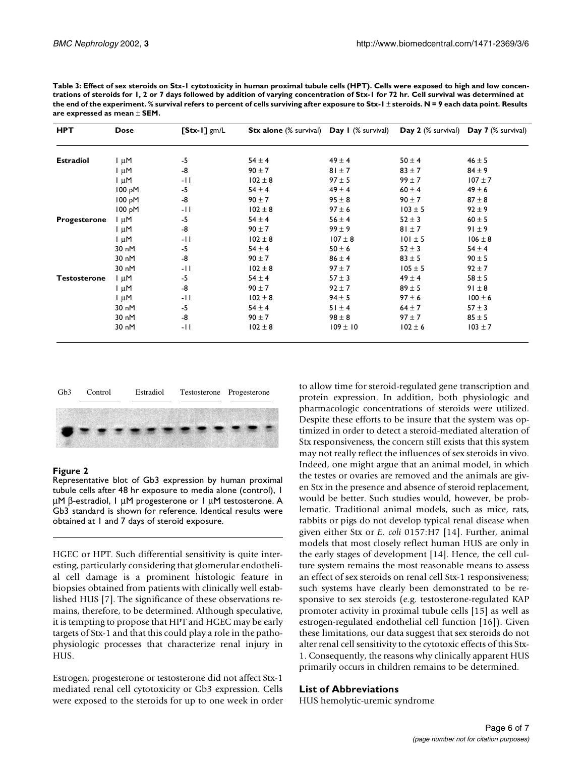**Table 3: Effect of sex steroids on Stx-1 cytotoxicity in human proximal tubule cells (HPT). Cells were exposed to high and low concentrations of steroids for 1, 2 or 7 days followed by addition of varying concentration of Stx-1 for 72 hr. Cell survival was determined at the end of the experiment. % survival refers to percent of cells surviving after exposure to Stx-1 ± steroids. N = 9 each data point. Results are expressed as mean ± SEM.**

| HPT | Dose | [Stx-1] gm/L | Stx alone (% survival) | Day 1 (% survival) | Day 2 (% survival) | Day 7 (% survival) |
|---|---|---|---|---|---|---|
| Estradiol | 1 μM | -5 | 54 ± 4 | 49 ± 4 | 50 ± 4 | 46 ± 5 |
| | 1 μM | -8 | 90 ± 7 | 81 ± 7 | 83 ± 7 | 84 ± 9 |
| | 1 μM | -11 | 102 ± 8 | 97 ± 5 | 99 ± 7 | 107 ± 7 |
| | 100 pM | -5 | 54 ± 4 | 49 ± 4 | 60 ± 4 | 49 ± 6 |
| | 100 pM | -8 | 90 ± 7 | 95 ± 8 | 90 ± 7 | 87 ± 8 |
| | 100 pM | -11 | 102 ± 8 | 97 ± 6 | 103 ± 5 | 92 ± 9 |
| Progesterone | 1 μM | -5 | 54 ± 4 | 56 ± 4 | 52 ± 3 | 60 ± 5 |
| | 1 μM | -8 | 90 ± 7 | 99 ± 9 | 81 ± 7 | 91 ± 9 |
| | 1 μM | -11 | 102 ± 8 | 107 ± 8 | 101 ± 5 | 106 ± 8 |
| | 30 nM | -5 | 54 ± 4 | 50 ± 6 | 52 ± 3 | 54 ± 4 |
| | 30 nM | -8 | 90 ± 7 | 86 ± 4 | 83 ± 5 | 90 ± 5 |
| | 30 nM | -11 | 102 ± 8 | 97 ± 7 | 105 ± 5 | 92 ± 7 |
| Testosterone | 1 μM | -5 | 54 ± 4 | 57 ± 3 | 49 ± 4 | 58 ± 5 |
| | 1 μM | -8 | 90 ± 7 | 92 ± 7 | 89 ± 5 | 91 ± 8 |
| | 1 μM | -11 | 102 ± 8 | 94 ± 5 | 97 ± 6 | 100 ± 6 |
| | 30 nM | -5 | 54 ± 4 | 51 ± 4 | 64 ± 7 | 57 ± 3 |
| | 30 nM | -8 | 90 ± 7 | 98 ± 8 | 97 ± 7 | 85 ± 5 |
| | 30 nM | -11 | 102 ± 8 | 109 ± 10 | 102 ± 6 | 103 ± 7 |

Gb3 Control Estradiol Testosterone Progesterone

**Figure 2**
Representative blot of Gb3 expression by human proximal tubule cells after 48 hr exposure to media alone (control), 1 μM β-estradiol, 1 μM progesterone or 1 μM testosterone. A Gb3 standard is shown for reference. Identical results were obtained at 1 and 7 days of steroid exposure.

HGEC or HPT. Such differential sensitivity is quite interesting, particularly considering that glomerular endothelial cell damage is a prominent histologic feature in biopsies obtained from patients with clinically well established HUS [7]. The significance of these observations remains, therefore, to be determined. Although speculative, it is tempting to propose that HPT and HGEC may be early targets of Stx-1 and that this could play a role in the pathophysiologic processes that characterize renal injury in HUS.

Estrogen, progesterone or testosterone did not affect Stx-1 mediated renal cell cytotoxicity or Gb3 expression. Cells were exposed to the steroids for up to one week in order to allow time for steroid-regulated gene transcription and protein expression. In addition, both physiologic and pharmacologic concentrations of steroids were utilized. Despite these efforts to be insure that the system was optimized in order to detect a steroid-mediated alteration of Stx responsiveness, the concern still exists that this system may not really reflect the influences of sex steroids in vivo. Indeed, one might argue that an animal model, in which the testes or ovaries are removed and the animals are given Stx in the presence and absence of steroid replacement, would be better. Such studies would, however, be problematic. Traditional animal models, such as mice, rats, rabbits or pigs do not develop typical renal disease when given either Stx or *E. coli* 0157:H7 [14]. Further, animal models that most closely reflect human HUS are only in the early stages of development [14]. Hence, the cell culture system remains the most reasonable means to assess an effect of sex steroids on renal cell Stx-1 responsiveness; such systems have clearly been demonstrated to be responsive to sex steroids (e.g. testosterone-regulated KAP promoter activity in proximal tubule cells [15] as well as estrogen-regulated endothelial cell function [16]). Given these limitations, our data suggest that sex steroids do not alter renal cell sensitivity to the cytotoxic effects of this Stx-1. Consequently, the reasons why clinically apparent HUS primarily occurs in children remains to be determined.

## List of Abbreviations

HUS hemolytic-uremic syndrome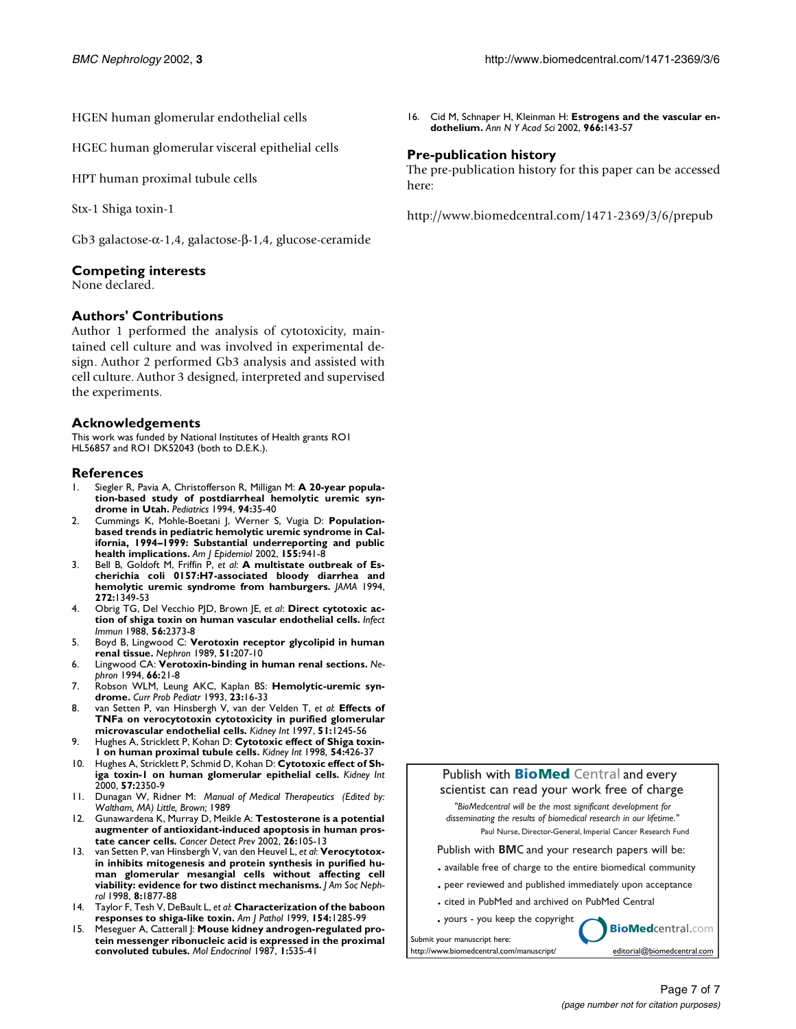HGEN human glomerular endothelial cells

HGEC human glomerular visceral epithelial cells

HPT human proximal tubule cells

Stx-1 Shiga toxin-1

Gb3 galactose-α-1,4, galactose-β-1,4, glucose-ceramide

## Competing interests

None declared.

## Authors' Contributions

Author 1 performed the analysis of cytotoxicity, maintained cell culture and was involved in experimental design. Author 2 performed Gb3 analysis and assisted with cell culture. Author 3 designed, interpreted and supervised the experiments.

## Acknowledgements

This work was funded by National Institutes of Health grants RO1 HL56857 and RO1 DK52043 (both to D.E.K.).

## References

1. Siegler R, Pavia A, Christofferson R, Milligan M: **A 20-year population-based study of postdiarrheal hemolytic uremic syndrome in Utah.** *Pediatrics* 1994, **94:**35-40
2. Cummings K, Mohle-Boetani J, Werner S, Vugia D: **Population-based trends in pediatric hemolytic uremic syndrome in California, 1994–1999: Substantial underreporting and public health implications.** *Am J Epidemiol* 2002, **155:**941-8
3. Bell B, Goldoft M, Friffin P, *et al*: **A multistate outbreak of Escherichia coli 0157:H7-associated bloody diarrhea and hemolytic uremic syndrome from hamburgers.** *JAMA* 1994, **272:**1349-53
4. Obrig TG, Del Vecchio PJD, Brown JE, *et al*: **Direct cytotoxic action of shiga toxin on human vascular endothelial cells.** *Infect Immun* 1988, **56:**2373-8
5. Boyd B, Lingwood C: **Verotoxin receptor glycolipid in human renal tissue.** *Nephron* 1989, **51:**207-10
6. Lingwood CA: **Verotoxin-binding in human renal sections.** *Nephron* 1994, **66:**21-8
7. Robson WLM, Leung AKC, Kaplan BS: **Hemolytic-uremic syndrome.** *Curr Prob Pediatr* 1993, **23:**16-33
8. van Setten P, van Hinsbergh V, van der Velden T, *et al*: **Effects of TNFa on verocytotoxin cytotoxicity in purified glomerular microvascular endothelial cells.** *Kidney Int* 1997, **51:**1245-56
9. Hughes A, Stricklett P, Kohan D: **Cytotoxic effect of Shiga toxin-1 on human proximal tubule cells.** *Kidney Int* 1998, **54:**426-37
10. Hughes A, Stricklett P, Schmid D, Kohan D: **Cytotoxic effect of Shiga toxin-1 on human glomerular epithelial cells.** *Kidney Int* 2000, **57:**2350-9
11. Dunagan W, Ridner M: *Manual of Medical Therapeutics (Edited by: Waltham, MA) Little, Brown;* 1989
12. Gunawardena K, Murray D, Meikle A: **Testosterone is a potential augmenter of antioxidant-induced apoptosis in human prostate cancer cells.** *Cancer Detect Prev* 2002, **26:**105-13
13. van Setten P, van Hinsbergh V, van den Heuvel L, *et al*: **Verocytotoxin inhibits mitogenesis and protein synthesis in purified human glomerular mesangial cells without affecting cell viability: evidence for two distinct mechanisms.** *J Am Soc Nephrol* 1998, **8:**1877-88
14. Taylor F, Tesh V, DeBault L, *et al*: **Characterization of the baboon responses to shiga-like toxin.** *Am J Pathol* 1999, **154:**1285-99
15. Meseguer A, Catterall J: **Mouse kidney androgen-regulated protein messenger ribonucleic acid is expressed in the proximal convoluted tubules.** *Mol Endocrinol* 1987, **1:**535-41
16. Cid M, Schnaper H, Kleinman H: **Estrogens and the vascular endothelium.** *Ann N Y Acad Sci* 2002, **966:**143-57

## Pre-publication history

The pre-publication history for this paper can be accessed here:

http://www.biomedcentral.com/1471-2369/3/6/prepub

Publish with **BioMed** Central and every scientist can read your work free of charge

*"BioMedcentral will be the most significant development for disseminating the results of biomedical research in our lifetime."*

Paul Nurse, Director-General, Imperial Cancer Research Fund

Publish with **BMC** and your research papers will be:

- available free of charge to the entire biomedical community
- peer reviewed and published immediately upon acceptance
- cited in PubMed and archived on PubMed Central
- yours - you keep the copyright

Submit your manuscript here:
http://www.biomedcentral.com/manuscript/

editorial@biomedcentral.com

BioMedcentral.com